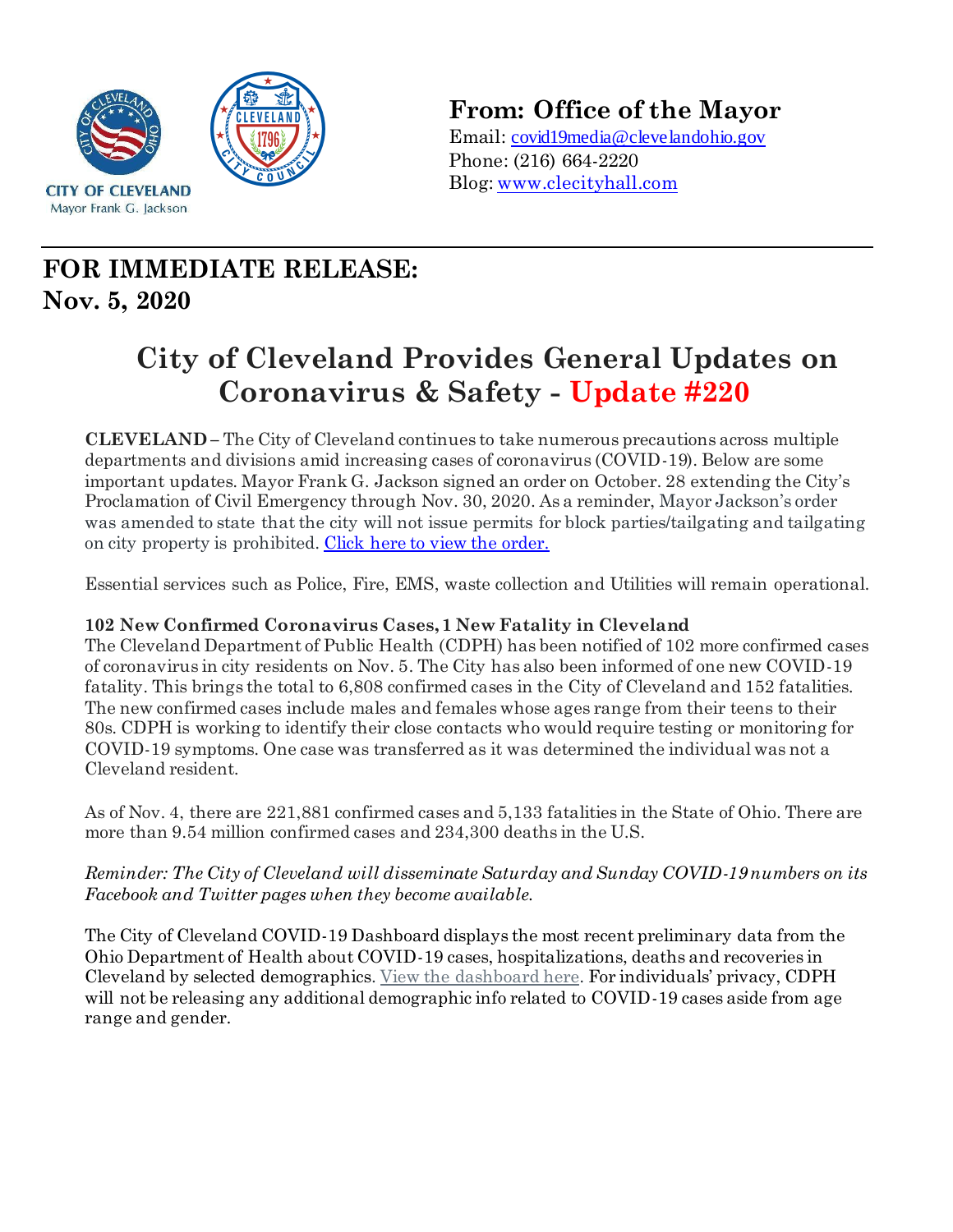CITY OF CLEVELAND
Mayor Frank G. Jackson

**From: Office of the Mayor**
Email: covid19media@clevelandohio.gov
Phone: (216) 664-2220
Blog: www.clecityhall.com

---

## FOR IMMEDIATE RELEASE:
## Nov. 5, 2020

# City of Cleveland Provides General Updates on Coronavirus & Safety - Update #220

**CLEVELAND** – The City of Cleveland continues to take numerous precautions across multiple departments and divisions amid increasing cases of coronavirus (COVID-19). Below are some important updates. Mayor Frank G. Jackson signed an order on October. 28 extending the City's Proclamation of Civil Emergency through Nov. 30, 2020. As a reminder, Mayor Jackson's order was amended to state that the city will not issue permits for block parties/tailgating and tailgating on city property is prohibited. Click here to view the order.

Essential services such as Police, Fire, EMS, waste collection and Utilities will remain operational.

**102 New Confirmed Coronavirus Cases, 1 New Fatality in Cleveland**
The Cleveland Department of Public Health (CDPH) has been notified of 102 more confirmed cases of coronavirus in city residents on Nov. 5. The City has also been informed of one new COVID-19 fatality. This brings the total to 6,808 confirmed cases in the City of Cleveland and 152 fatalities. The new confirmed cases include males and females whose ages range from their teens to their 80s. CDPH is working to identify their close contacts who would require testing or monitoring for COVID-19 symptoms. One case was transferred as it was determined the individual was not a Cleveland resident.

As of Nov. 4, there are 221,881 confirmed cases and 5,133 fatalities in the State of Ohio. There are more than 9.54 million confirmed cases and 234,300 deaths in the U.S.

*Reminder: The City of Cleveland will disseminate Saturday and Sunday COVID-19 numbers on its Facebook and Twitter pages when they become available.*

The City of Cleveland COVID-19 Dashboard displays the most recent preliminary data from the Ohio Department of Health about COVID-19 cases, hospitalizations, deaths and recoveries in Cleveland by selected demographics. View the dashboard here. For individuals' privacy, CDPH will not be releasing any additional demographic info related to COVID-19 cases aside from age range and gender.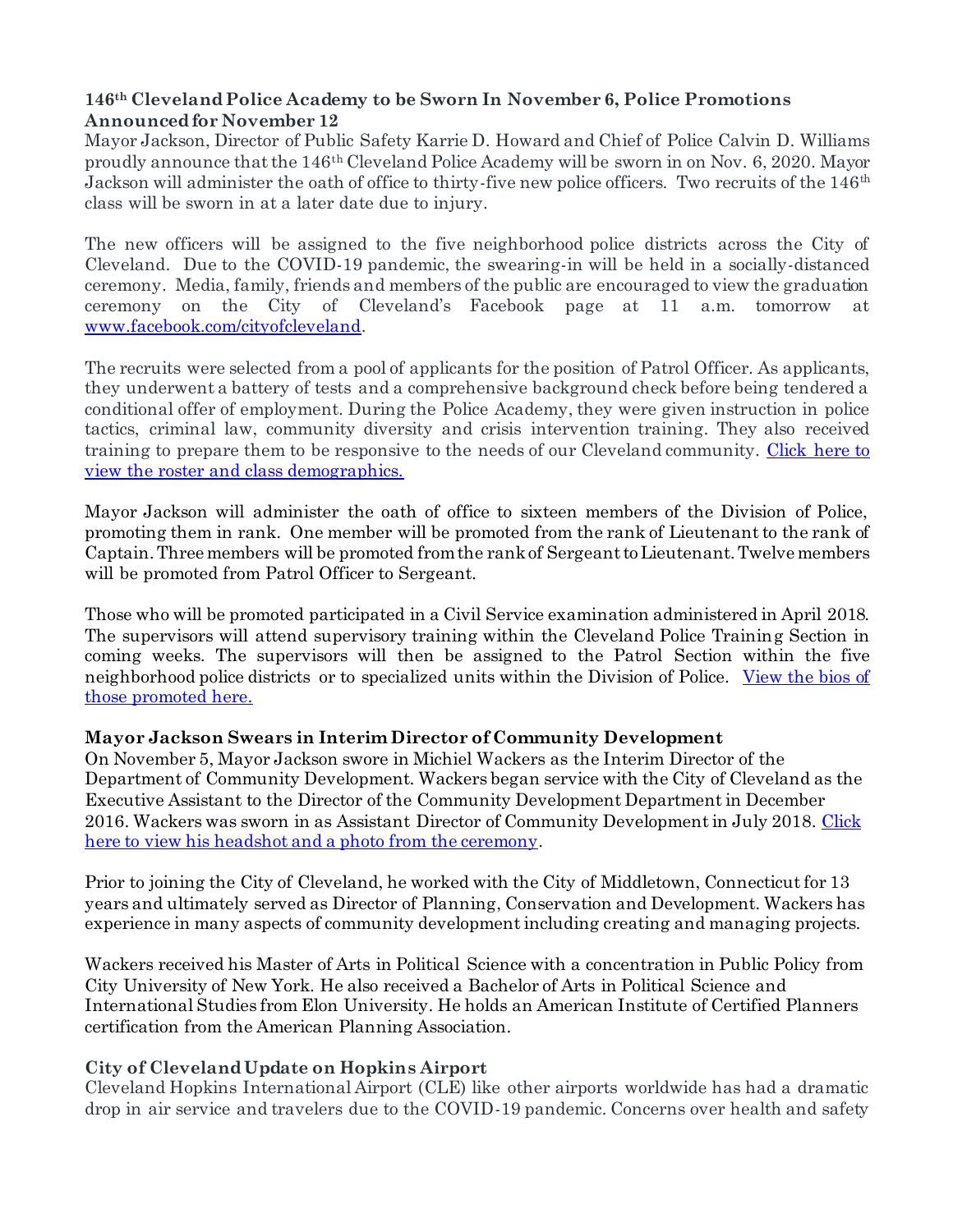### 146th Cleveland Police Academy to be Sworn In November 6, Police Promotions Announced for November 12

Mayor Jackson, Director of Public Safety Karrie D. Howard and Chief of Police Calvin D. Williams proudly announce that the 146th Cleveland Police Academy will be sworn in on Nov. 6, 2020. Mayor Jackson will administer the oath of office to thirty-five new police officers. Two recruits of the 146th class will be sworn in at a later date due to injury.

The new officers will be assigned to the five neighborhood police districts across the City of Cleveland. Due to the COVID-19 pandemic, the swearing-in will be held in a socially-distanced ceremony. Media, family, friends and members of the public are encouraged to view the graduation ceremony on the City of Cleveland's Facebook page at 11 a.m. tomorrow at [www.facebook.com/cityofcleveland](www.facebook.com/cityofcleveland).

The recruits were selected from a pool of applicants for the position of Patrol Officer. As applicants, they underwent a battery of tests and a comprehensive background check before being tendered a conditional offer of employment. During the Police Academy, they were given instruction in police tactics, criminal law, community diversity and crisis intervention training. They also received training to prepare them to be responsive to the needs of our Cleveland community. Click here to view the roster and class demographics.

Mayor Jackson will administer the oath of office to sixteen members of the Division of Police, promoting them in rank. One member will be promoted from the rank of Lieutenant to the rank of Captain. Three members will be promoted from the rank of Sergeant to Lieutenant. Twelve members will be promoted from Patrol Officer to Sergeant.

Those who will be promoted participated in a Civil Service examination administered in April 2018. The supervisors will attend supervisory training within the Cleveland Police Training Section in coming weeks. The supervisors will then be assigned to the Patrol Section within the five neighborhood police districts or to specialized units within the Division of Police. View the bios of those promoted here.

### Mayor Jackson Swears in Interim Director of Community Development

On November 5, Mayor Jackson swore in Michiel Wackers as the Interim Director of the Department of Community Development. Wackers began service with the City of Cleveland as the Executive Assistant to the Director of the Community Development Department in December 2016. Wackers was sworn in as Assistant Director of Community Development in July 2018. Click here to view his headshot and a photo from the ceremony.

Prior to joining the City of Cleveland, he worked with the City of Middletown, Connecticut for 13 years and ultimately served as Director of Planning, Conservation and Development. Wackers has experience in many aspects of community development including creating and managing projects.

Wackers received his Master of Arts in Political Science with a concentration in Public Policy from City University of New York. He also received a Bachelor of Arts in Political Science and International Studies from Elon University. He holds an American Institute of Certified Planners certification from the American Planning Association.

### City of Cleveland Update on Hopkins Airport

Cleveland Hopkins International Airport (CLE) like other airports worldwide has had a dramatic drop in air service and travelers due to the COVID-19 pandemic. Concerns over health and safety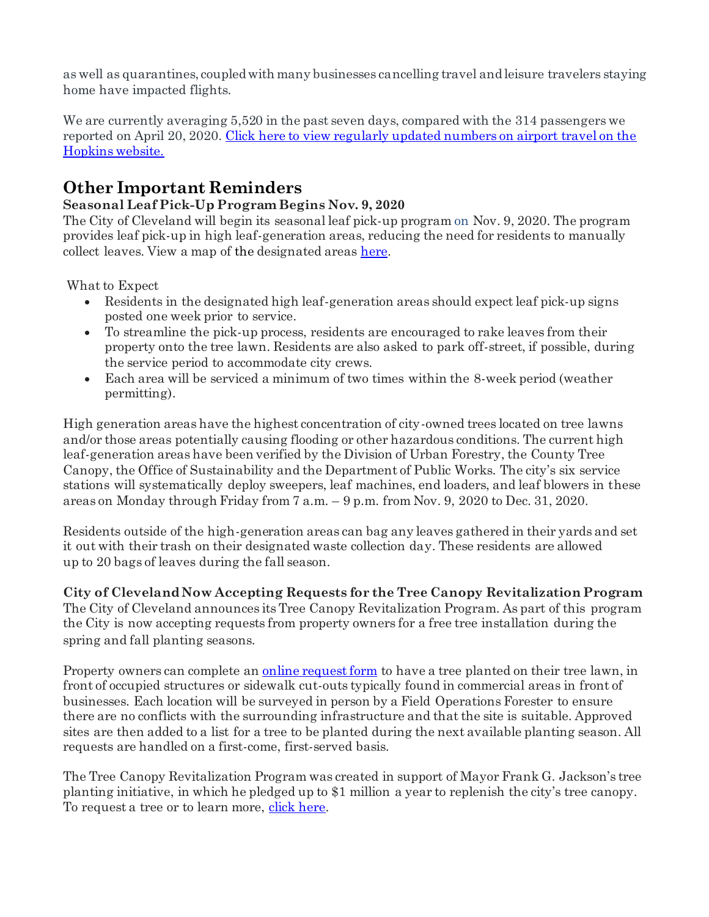as well as quarantines, coupled with many businesses cancelling travel and leisure travelers staying home have impacted flights.

We are currently averaging 5,520 in the past seven days, compared with the 314 passengers we reported on April 20, 2020. [Click here to view regularly updated numbers on airport travel on the Hopkins website.]()

## Other Important Reminders

**Seasonal Leaf Pick-Up Program Begins Nov. 9, 2020**

The City of Cleveland will begin its seasonal leaf pick-up program on Nov. 9, 2020. The program provides leaf pick-up in high leaf-generation areas, reducing the need for residents to manually collect leaves. View a map of the designated areas [here]().

What to Expect

- Residents in the designated high leaf-generation areas should expect leaf pick-up signs posted one week prior to service.
- To streamline the pick-up process, residents are encouraged to rake leaves from their property onto the tree lawn. Residents are also asked to park off-street, if possible, during the service period to accommodate city crews.
- Each area will be serviced a minimum of two times within the 8-week period (weather permitting).

High generation areas have the highest concentration of city-owned trees located on tree lawns and/or those areas potentially causing flooding or other hazardous conditions. The current high leaf-generation areas have been verified by the Division of Urban Forestry, the County Tree Canopy, the Office of Sustainability and the Department of Public Works. The city's six service stations will systematically deploy sweepers, leaf machines, end loaders, and leaf blowers in these areas on Monday through Friday from 7 a.m. – 9 p.m. from Nov. 9, 2020 to Dec. 31, 2020.

Residents outside of the high-generation areas can bag any leaves gathered in their yards and set it out with their trash on their designated waste collection day. These residents are allowed up to 20 bags of leaves during the fall season.

**City of Cleveland Now Accepting Requests for the Tree Canopy Revitalization Program**

The City of Cleveland announces its Tree Canopy Revitalization Program. As part of this program the City is now accepting requests from property owners for a free tree installation during the spring and fall planting seasons.

Property owners can complete an [online request form]() to have a tree planted on their tree lawn, in front of occupied structures or sidewalk cut-outs typically found in commercial areas in front of businesses. Each location will be surveyed in person by a Field Operations Forester to ensure there are no conflicts with the surrounding infrastructure and that the site is suitable. Approved sites are then added to a list for a tree to be planted during the next available planting season. All requests are handled on a first-come, first-served basis.

The Tree Canopy Revitalization Program was created in support of Mayor Frank G. Jackson's tree planting initiative, in which he pledged up to $1 million a year to replenish the city's tree canopy. To request a tree or to learn more, [click here]().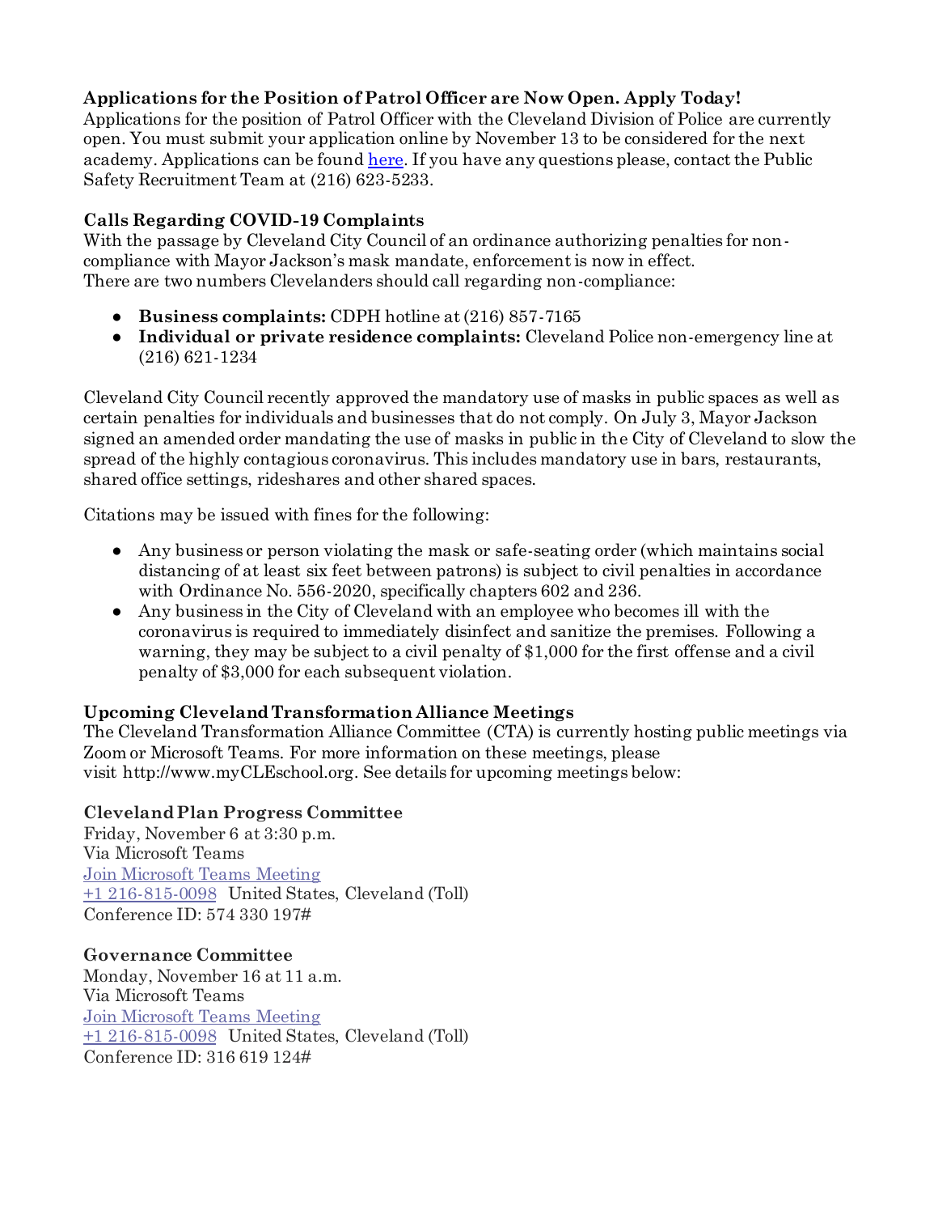**Applications for the Position of Patrol Officer are Now Open. Apply Today!**
Applications for the position of Patrol Officer with the Cleveland Division of Police are currently open. You must submit your application online by November 13 to be considered for the next academy. Applications can be found here. If you have any questions please, contact the Public Safety Recruitment Team at (216) 623-5233.

**Calls Regarding COVID-19 Complaints**
With the passage by Cleveland City Council of an ordinance authorizing penalties for non-compliance with Mayor Jackson's mask mandate, enforcement is now in effect.
There are two numbers Clevelanders should call regarding non-compliance:

- **Business complaints:** CDPH hotline at (216) 857-7165
- **Individual or private residence complaints:** Cleveland Police non-emergency line at (216) 621-1234

Cleveland City Council recently approved the mandatory use of masks in public spaces as well as certain penalties for individuals and businesses that do not comply. On July 3, Mayor Jackson signed an amended order mandating the use of masks in public in the City of Cleveland to slow the spread of the highly contagious coronavirus. This includes mandatory use in bars, restaurants, shared office settings, rideshares and other shared spaces.

Citations may be issued with fines for the following:

- Any business or person violating the mask or safe-seating order (which maintains social distancing of at least six feet between patrons) is subject to civil penalties in accordance with Ordinance No. 556-2020, specifically chapters 602 and 236.
- Any business in the City of Cleveland with an employee who becomes ill with the coronavirus is required to immediately disinfect and sanitize the premises. Following a warning, they may be subject to a civil penalty of $1,000 for the first offense and a civil penalty of $3,000 for each subsequent violation.

**Upcoming Cleveland Transformation Alliance Meetings**
The Cleveland Transformation Alliance Committee (CTA) is currently hosting public meetings via Zoom or Microsoft Teams. For more information on these meetings, please visit http://www.myCLEschool.org. See details for upcoming meetings below:

**Cleveland Plan Progress Committee**
Friday, November 6 at 3:30 p.m.
Via Microsoft Teams
Join Microsoft Teams Meeting
+1 216-815-0098 United States, Cleveland (Toll)
Conference ID: 574 330 197#

**Governance Committee**
Monday, November 16 at 11 a.m.
Via Microsoft Teams
Join Microsoft Teams Meeting
+1 216-815-0098 United States, Cleveland (Toll)
Conference ID: 316 619 124#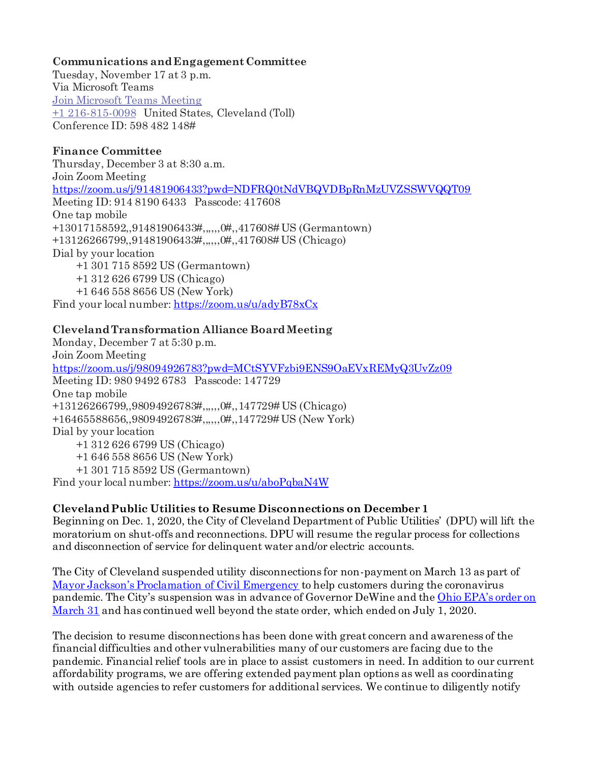**Communications and Engagement Committee**
Tuesday, November 17 at 3 p.m.
Via Microsoft Teams
[Join Microsoft Teams Meeting]()
[+1 216-815-0098]() United States, Cleveland (Toll)
Conference ID: 598 482 148#

**Finance Committee**
Thursday, December 3 at 8:30 a.m.
Join Zoom Meeting
[https://zoom.us/j/91481906433?pwd=NDFRQ0tNdVBQVDBpRnMzUVZSSWVQQT09](https://zoom.us/j/91481906433?pwd=NDFRQ0tNdVBQVDBpRnMzUVZSSWVQQT09)
Meeting ID: 914 8190 6433 Passcode: 417608
One tap mobile
+13017158592,,91481906433#,,,,,,0#,,417608# US (Germantown)
+13126266799,,91481906433#,,,,,,0#,,417608# US (Chicago)
Dial by your location
+1 301 715 8592 US (Germantown)
+1 312 626 6799 US (Chicago)
+1 646 558 8656 US (New York)
Find your local number: [https://zoom.us/u/adyB78xCx](https://zoom.us/u/adyB78xCx)

**Cleveland Transformation Alliance Board Meeting**
Monday, December 7 at 5:30 p.m.
Join Zoom Meeting
[https://zoom.us/j/98094926783?pwd=MCtSYVFzbi9ENS9OaEVxREMyQ3UvZz09](https://zoom.us/j/98094926783?pwd=MCtSYVFzbi9ENS9OaEVxREMyQ3UvZz09)
Meeting ID: 980 9492 6783 Passcode: 147729
One tap mobile
+13126266799,,98094926783#,,,,,,0#,,147729# US (Chicago)
+16465588656,,98094926783#,,,,,,0#,,147729# US (New York)
Dial by your location
+1 312 626 6799 US (Chicago)
+1 646 558 8656 US (New York)
+1 301 715 8592 US (Germantown)
Find your local number: [https://zoom.us/u/aboPqbaN4W](https://zoom.us/u/aboPqbaN4W)

**Cleveland Public Utilities to Resume Disconnections on December 1**
Beginning on Dec. 1, 2020, the City of Cleveland Department of Public Utilities' (DPU) will lift the moratorium on shut-offs and reconnections. DPU will resume the regular process for collections and disconnection of service for delinquent water and/or electric accounts.

The City of Cleveland suspended utility disconnections for non-payment on March 13 as part of [Mayor Jackson's Proclamation of Civil Emergency]() to help customers during the coronavirus pandemic. The City's suspension was in advance of Governor DeWine and the [Ohio EPA's order on March 31]() and has continued well beyond the state order, which ended on July 1, 2020.

The decision to resume disconnections has been done with great concern and awareness of the financial difficulties and other vulnerabilities many of our customers are facing due to the pandemic. Financial relief tools are in place to assist customers in need. In addition to our current affordability programs, we are offering extended payment plan options as well as coordinating with outside agencies to refer customers for additional services. We continue to diligently notify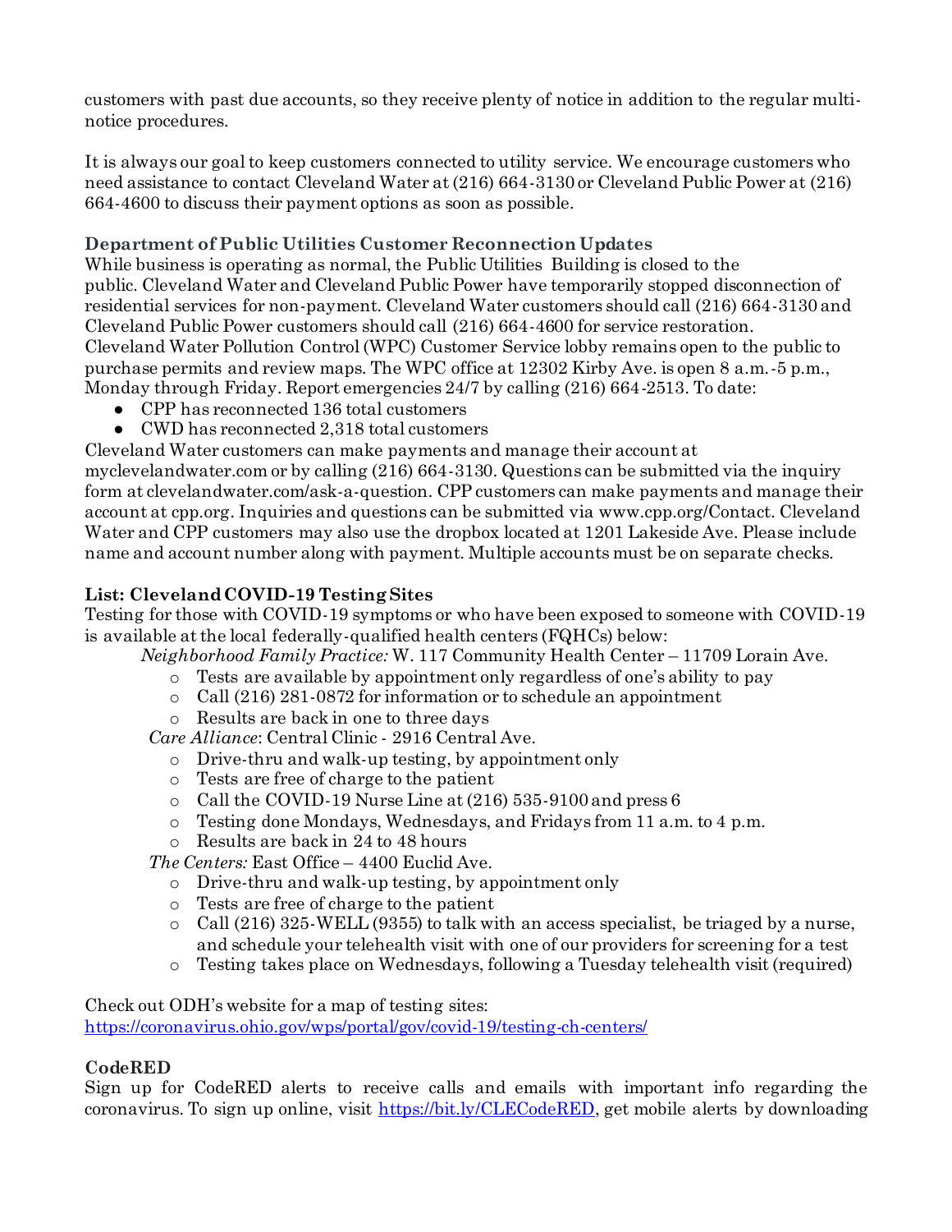customers with past due accounts, so they receive plenty of notice in addition to the regular multi-notice procedures.

It is always our goal to keep customers connected to utility service. We encourage customers who need assistance to contact Cleveland Water at (216) 664-3130 or Cleveland Public Power at (216) 664-4600 to discuss their payment options as soon as possible.

**Department of Public Utilities Customer Reconnection Updates**

While business is operating as normal, the Public Utilities Building is closed to the public. Cleveland Water and Cleveland Public Power have temporarily stopped disconnection of residential services for non-payment. Cleveland Water customers should call (216) 664-3130 and Cleveland Public Power customers should call (216) 664-4600 for service restoration. Cleveland Water Pollution Control (WPC) Customer Service lobby remains open to the public to purchase permits and review maps. The WPC office at 12302 Kirby Ave. is open 8 a.m.-5 p.m., Monday through Friday. Report emergencies 24/7 by calling (216) 664-2513. To date:

- CPP has reconnected 136 total customers
- CWD has reconnected 2,318 total customers

Cleveland Water customers can make payments and manage their account at myclevelandwater.com or by calling (216) 664-3130. Questions can be submitted via the inquiry form at clevelandwater.com/ask-a-question. CPP customers can make payments and manage their account at cpp.org. Inquiries and questions can be submitted via www.cpp.org/Contact. Cleveland Water and CPP customers may also use the dropbox located at 1201 Lakeside Ave. Please include name and account number along with payment. Multiple accounts must be on separate checks.

**List: Cleveland COVID-19 Testing Sites**

Testing for those with COVID-19 symptoms or who have been exposed to someone with COVID-19 is available at the local federally-qualified health centers (FQHCs) below:

*Neighborhood Family Practice:* W. 117 Community Health Center – 11709 Lorain Ave.
- Tests are available by appointment only regardless of one's ability to pay
- Call (216) 281-0872 for information or to schedule an appointment
- Results are back in one to three days

*Care Alliance*: Central Clinic - 2916 Central Ave.
- Drive-thru and walk-up testing, by appointment only
- Tests are free of charge to the patient
- Call the COVID-19 Nurse Line at (216) 535-9100 and press 6
- Testing done Mondays, Wednesdays, and Fridays from 11 a.m. to 4 p.m.
- Results are back in 24 to 48 hours

*The Centers:* East Office – 4400 Euclid Ave.
- Drive-thru and walk-up testing, by appointment only
- Tests are free of charge to the patient
- Call (216) 325-WELL (9355) to talk with an access specialist, be triaged by a nurse, and schedule your telehealth visit with one of our providers for screening for a test
- Testing takes place on Wednesdays, following a Tuesday telehealth visit (required)

Check out ODH's website for a map of testing sites:
https://coronavirus.ohio.gov/wps/portal/gov/covid-19/testing-ch-centers/

**CodeRED**

Sign up for CodeRED alerts to receive calls and emails with important info regarding the coronavirus. To sign up online, visit https://bit.ly/CLECodeRED, get mobile alerts by downloading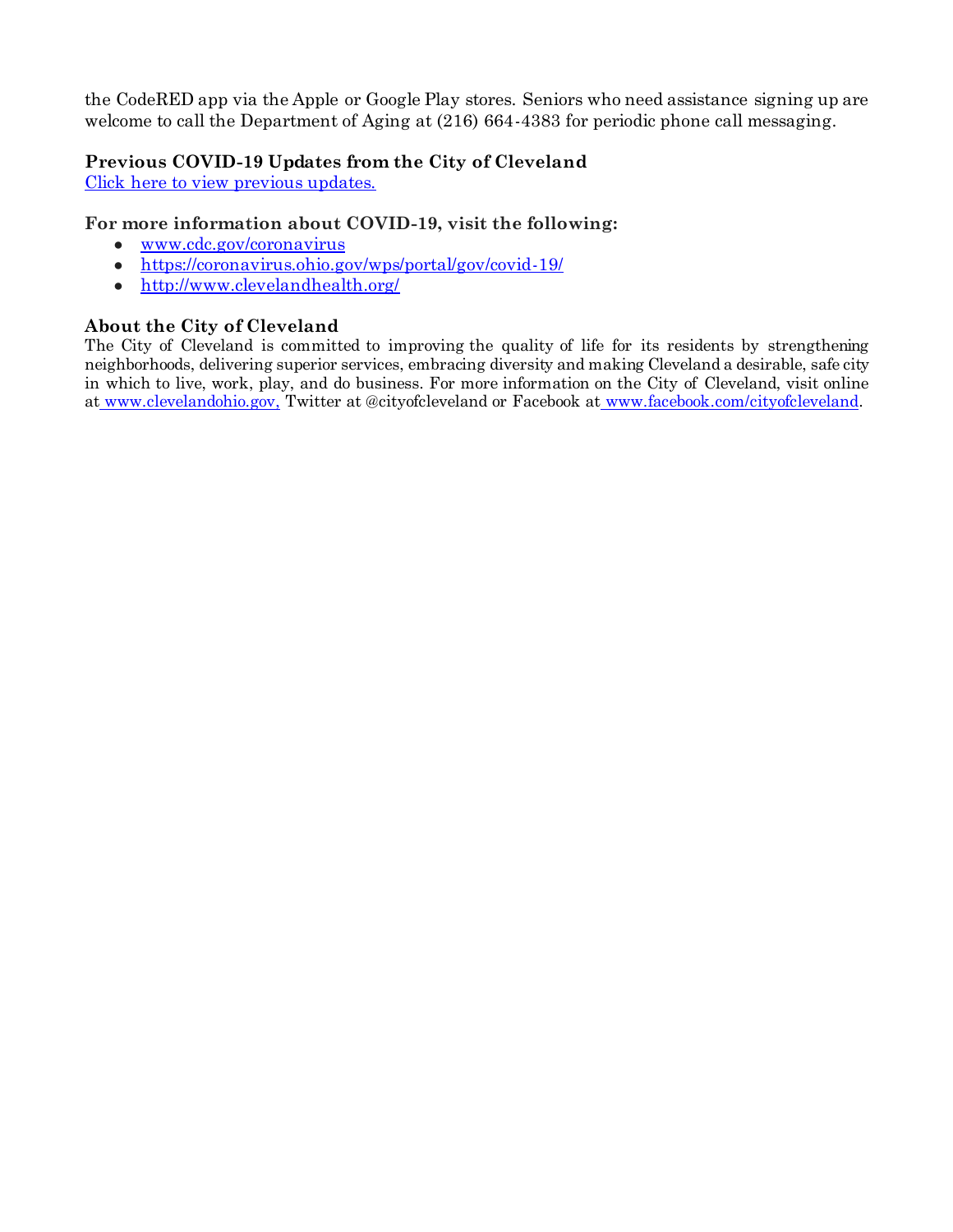the CodeRED app via the Apple or Google Play stores. Seniors who need assistance signing up are welcome to call the Department of Aging at (216) 664-4383 for periodic phone call messaging.

**Previous COVID-19 Updates from the City of Cleveland**
Click here to view previous updates.

**For more information about COVID-19, visit the following:**

- www.cdc.gov/coronavirus
- https://coronavirus.ohio.gov/wps/portal/gov/covid-19/
- http://www.clevelandhealth.org/

**About the City of Cleveland**
The City of Cleveland is committed to improving the quality of life for its residents by strengthening neighborhoods, delivering superior services, embracing diversity and making Cleveland a desirable, safe city in which to live, work, play, and do business. For more information on the City of Cleveland, visit online at www.clevelandohio.gov, Twitter at @cityofcleveland or Facebook at www.facebook.com/cityofcleveland.